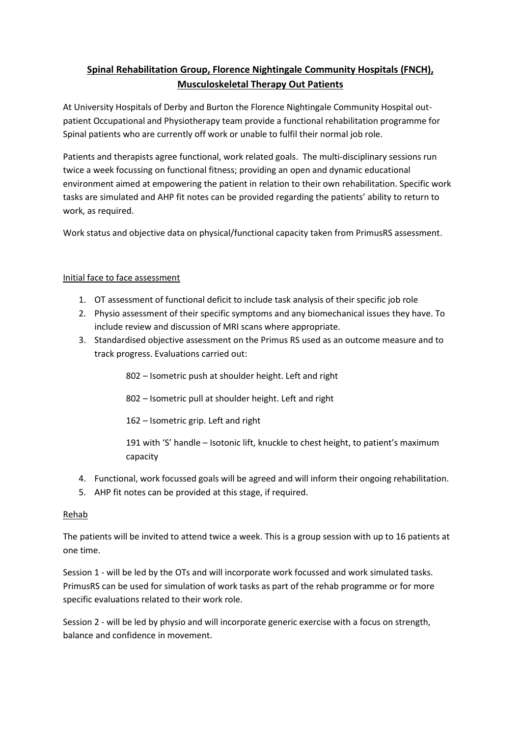# **Spinal Rehabilitation Group, Florence Nightingale Community Hospitals (FNCH), Musculoskeletal Therapy Out Patients**

At University Hospitals of Derby and Burton the Florence Nightingale Community Hospital out-patient Occupational and Physiotherapy team provide a functional rehabilitation programme for Spinal patients who are currently off work or unable to fulfil their normal job role.

Patients and therapists agree functional, work related goals. The multi-disciplinary sessions run twice a week focussing on functional fitness; providing an open and dynamic educational environment aimed at empowering the patient in relation to their own rehabilitation. Specific work tasks are simulated and AHP fit notes can be provided regarding the patients' ability to return to work, as required.

Work status and objective data on physical/functional capacity taken from PrimusRS assessment.

## Initial face to face assessment

1. OT assessment of functional deficit to include task analysis of their specific job role
2. Physio assessment of their specific symptoms and any biomechanical issues they have. To include review and discussion of MRI scans where appropriate.
3. Standardised objective assessment on the Primus RS used as an outcome measure and to track progress. Evaluations carried out:

   802 – Isometric push at shoulder height. Left and right

   802 – Isometric pull at shoulder height. Left and right

   162 – Isometric grip. Left and right

   191 with 'S' handle – Isotonic lift, knuckle to chest height, to patient's maximum capacity

4. Functional, work focussed goals will be agreed and will inform their ongoing rehabilitation.
5. AHP fit notes can be provided at this stage, if required.

## Rehab

The patients will be invited to attend twice a week. This is a group session with up to 16 patients at one time.

Session 1 - will be led by the OTs and will incorporate work focussed and work simulated tasks. PrimusRS can be used for simulation of work tasks as part of the rehab programme or for more specific evaluations related to their work role.

Session 2 - will be led by physio and will incorporate generic exercise with a focus on strength, balance and confidence in movement.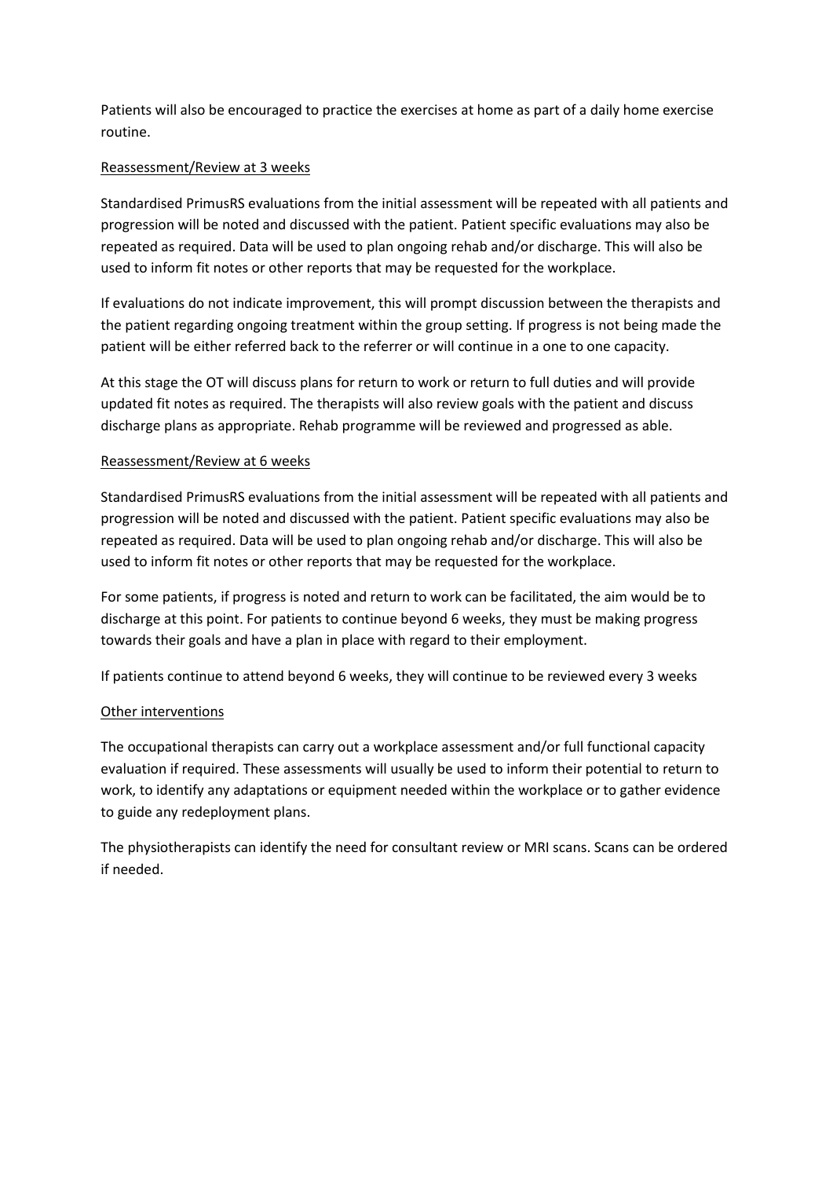Patients will also be encouraged to practice the exercises at home as part of a daily home exercise routine.

<u>Reassessment/Review at 3 weeks</u>

Standardised PrimusRS evaluations from the initial assessment will be repeated with all patients and progression will be noted and discussed with the patient. Patient specific evaluations may also be repeated as required. Data will be used to plan ongoing rehab and/or discharge. This will also be used to inform fit notes or other reports that may be requested for the workplace.

If evaluations do not indicate improvement, this will prompt discussion between the therapists and the patient regarding ongoing treatment within the group setting. If progress is not being made the patient will be either referred back to the referrer or will continue in a one to one capacity.

At this stage the OT will discuss plans for return to work or return to full duties and will provide updated fit notes as required. The therapists will also review goals with the patient and discuss discharge plans as appropriate. Rehab programme will be reviewed and progressed as able.

<u>Reassessment/Review at 6 weeks</u>

Standardised PrimusRS evaluations from the initial assessment will be repeated with all patients and progression will be noted and discussed with the patient. Patient specific evaluations may also be repeated as required. Data will be used to plan ongoing rehab and/or discharge. This will also be used to inform fit notes or other reports that may be requested for the workplace.

For some patients, if progress is noted and return to work can be facilitated, the aim would be to discharge at this point. For patients to continue beyond 6 weeks, they must be making progress towards their goals and have a plan in place with regard to their employment.

If patients continue to attend beyond 6 weeks, they will continue to be reviewed every 3 weeks

<u>Other interventions</u>

The occupational therapists can carry out a workplace assessment and/or full functional capacity evaluation if required. These assessments will usually be used to inform their potential to return to work, to identify any adaptations or equipment needed within the workplace or to gather evidence to guide any redeployment plans.

The physiotherapists can identify the need for consultant review or MRI scans. Scans can be ordered if needed.